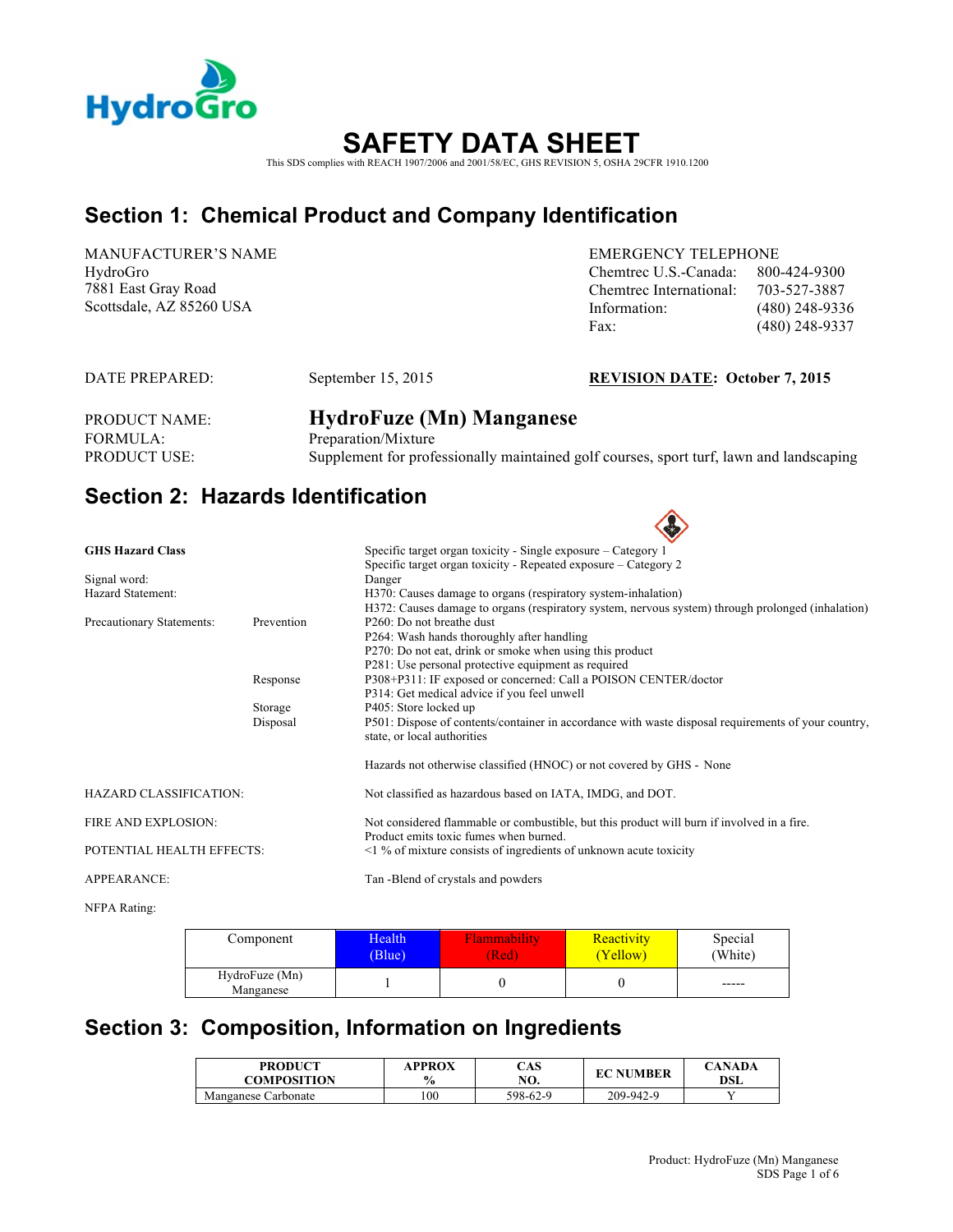HydroGro

# SAFETY DATA SHEET

This SDS complies with REACH 1907/2006 and 2001/58/EC, GHS REVISION 5, OSHA 29CFR 1910.1200

## Section 1: Chemical Product and Company Identification

MANUFACTURER'S NAME
HydroGro
7881 East Gray Road
Scottsdale, AZ 85260 USA

EMERGENCY TELEPHONE
Chemtrec U.S.-Canada: 800-424-9300
Chemtrec International: 703-527-3887
Information: (480) 248-9336
Fax: (480) 248-9337

DATE PREPARED: September 15, 2015

**REVISION DATE: October 7, 2015**

PRODUCT NAME: **HydroFuze (Mn) Manganese**
FORMULA: Preparation/Mixture
PRODUCT USE: Supplement for professionally maintained golf courses, sport turf, lawn and landscaping

## Section 2: Hazards Identification

**GHS Hazard Class**
Specific target organ toxicity - Single exposure – Category 1
Specific target organ toxicity - Repeated exposure – Category 2

Signal word: Danger

Hazard Statement:
H370: Causes damage to organs (respiratory system-inhalation)
H372: Causes damage to organs (respiratory system, nervous system) through prolonged (inhalation)

Precautionary Statements:

Prevention
P260: Do not breathe dust
P264: Wash hands thoroughly after handling
P270: Do not eat, drink or smoke when using this product
P281: Use personal protective equipment as required

Response
P308+P311: IF exposed or concerned: Call a POISON CENTER/doctor
P314: Get medical advice if you feel unwell

Storage
P405: Store locked up

Disposal
P501: Dispose of contents/container in accordance with waste disposal requirements of your country, state, or local authorities

Hazards not otherwise classified (HNOC) or not covered by GHS - None

HAZARD CLASSIFICATION: Not classified as hazardous based on IATA, IMDG, and DOT.

FIRE AND EXPLOSION: Not considered flammable or combustible, but this product will burn if involved in a fire. Product emits toxic fumes when burned.

POTENTIAL HEALTH EFFECTS: <1 % of mixture consists of ingredients of unknown acute toxicity

APPEARANCE: Tan -Blend of crystals and powders

NFPA Rating:

| Component | Health (Blue) | Flammability (Red) | Reactivity (Yellow) | Special (White) |
|---|---|---|---|---|
| HydroFuze (Mn) Manganese | 1 | 0 | 0 | ----- |

## Section 3: Composition, Information on Ingredients

| PRODUCT COMPOSITION | APPROX % | CAS NO. | EC NUMBER | CANADA DSL |
|---|---|---|---|---|
| Manganese Carbonate | 100 | 598-62-9 | 209-942-9 | Y |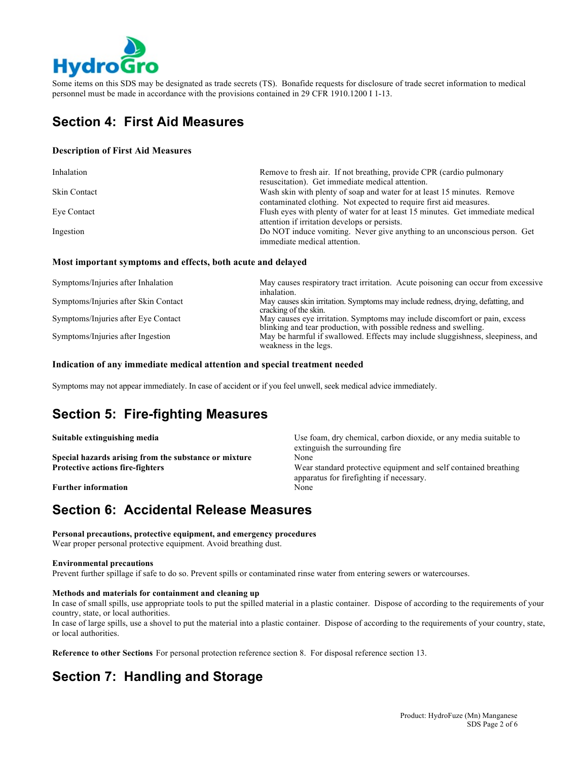Some items on this SDS may be designated as trade secrets (TS). Bonafide requests for disclosure of trade secret information to medical personnel must be made in accordance with the provisions contained in 29 CFR 1910.1200 I 1-13.

## Section 4: First Aid Measures

### Description of First Aid Measures

| | |
|---|---|
| Inhalation | Remove to fresh air. If not breathing, provide CPR (cardio pulmonary resuscitation). Get immediate medical attention. |
| Skin Contact | Wash skin with plenty of soap and water for at least 15 minutes. Remove contaminated clothing. Not expected to require first aid measures. |
| Eye Contact | Flush eyes with plenty of water for at least 15 minutes. Get immediate medical attention if irritation develops or persists. |
| Ingestion | Do NOT induce vomiting. Never give anything to an unconscious person. Get immediate medical attention. |

### Most important symptoms and effects, both acute and delayed

| | |
|---|---|
| Symptoms/Injuries after Inhalation | May causes respiratory tract irritation. Acute poisoning can occur from excessive inhalation. |
| Symptoms/Injuries after Skin Contact | May causes skin irritation. Symptoms may include redness, drying, defatting, and cracking of the skin. |
| Symptoms/Injuries after Eye Contact | May causes eye irritation. Symptoms may include discomfort or pain, excess blinking and tear production, with possible redness and swelling. |
| Symptoms/Injuries after Ingestion | May be harmful if swallowed. Effects may include sluggishness, sleepiness, and weakness in the legs. |

### Indication of any immediate medical attention and special treatment needed

Symptoms may not appear immediately. In case of accident or if you feel unwell, seek medical advice immediately.

## Section 5: Fire-fighting Measures

| | |
|---|---|
| **Suitable extinguishing media** | Use foam, dry chemical, carbon dioxide, or any media suitable to extinguish the surrounding fire |
| **Special hazards arising from the substance or mixture** | None |
| **Protective actions fire-fighters** | Wear standard protective equipment and self contained breathing apparatus for firefighting if necessary. |
| **Further information** | None |

## Section 6: Accidental Release Measures

**Personal precautions, protective equipment, and emergency procedures**
Wear proper personal protective equipment. Avoid breathing dust.

**Environmental precautions**
Prevent further spillage if safe to do so. Prevent spills or contaminated rinse water from entering sewers or watercourses.

**Methods and materials for containment and cleaning up**
In case of small spills, use appropriate tools to put the spilled material in a plastic container. Dispose of according to the requirements of your country, state, or local authorities.
In case of large spills, use a shovel to put the material into a plastic container. Dispose of according to the requirements of your country, state, or local authorities.

**Reference to other Sections** For personal protection reference section 8. For disposal reference section 13.

## Section 7: Handling and Storage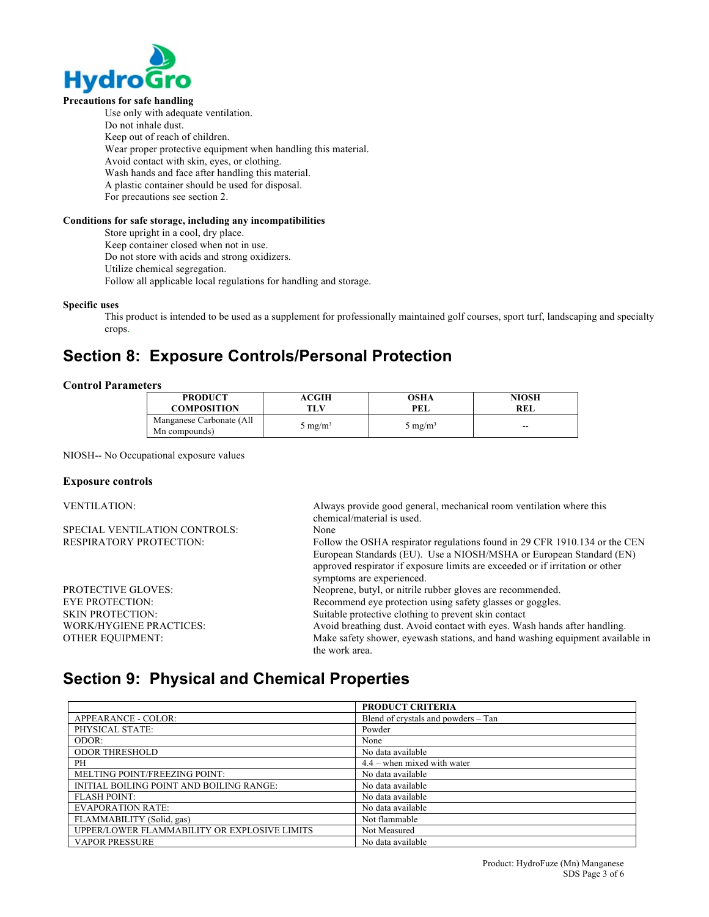**Precautions for safe handling**

Use only with adequate ventilation.
Do not inhale dust.
Keep out of reach of children.
Wear proper protective equipment when handling this material.
Avoid contact with skin, eyes, or clothing.
Wash hands and face after handling this material.
A plastic container should be used for disposal.
For precautions see section 2.

**Conditions for safe storage, including any incompatibilities**

Store upright in a cool, dry place.
Keep container closed when not in use.
Do not store with acids and strong oxidizers.
Utilize chemical segregation.
Follow all applicable local regulations for handling and storage.

**Specific uses**

This product is intended to be used as a supplement for professionally maintained golf courses, sport turf, landscaping and specialty crops.

## Section 8: Exposure Controls/Personal Protection

**Control Parameters**

| PRODUCT COMPOSITION | ACGIH TLV | OSHA PEL | NIOSH REL |
|---|---|---|---|
| Manganese Carbonate (All Mn compounds) | 5 mg/m³ | 5 mg/m³ | -- |

NIOSH-- No Occupational exposure values

**Exposure controls**

VENTILATION: Always provide good general, mechanical room ventilation where this chemical/material is used.

SPECIAL VENTILATION CONTROLS: None

RESPIRATORY PROTECTION: Follow the OSHA respirator regulations found in 29 CFR 1910.134 or the CEN European Standards (EU). Use a NIOSH/MSHA or European Standard (EN) approved respirator if exposure limits are exceeded or if irritation or other symptoms are experienced.

PROTECTIVE GLOVES: Neoprene, butyl, or nitrile rubber gloves are recommended.

EYE PROTECTION: Recommend eye protection using safety glasses or goggles.

SKIN PROTECTION: Suitable protective clothing to prevent skin contact

WORK/HYGIENE PRACTICES: Avoid breathing dust. Avoid contact with eyes. Wash hands after handling.

OTHER EQUIPMENT: Make safety shower, eyewash stations, and hand washing equipment available in the work area.

## Section 9: Physical and Chemical Properties

| | PRODUCT CRITERIA |
|---|---|
| APPEARANCE - COLOR: | Blend of crystals and powders – Tan |
| PHYSICAL STATE: | Powder |
| ODOR: | None |
| ODOR THRESHOLD | No data available |
| PH | 4.4 – when mixed with water |
| MELTING POINT/FREEZING POINT: | No data available |
| INITIAL BOILING POINT AND BOILING RANGE: | No data available |
| FLASH POINT: | No data available |
| EVAPORATION RATE: | No data available |
| FLAMMABILITY (Solid, gas) | Not flammable |
| UPPER/LOWER FLAMMABILITY OR EXPLOSIVE LIMITS | Not Measured |
| VAPOR PRESSURE | No data available |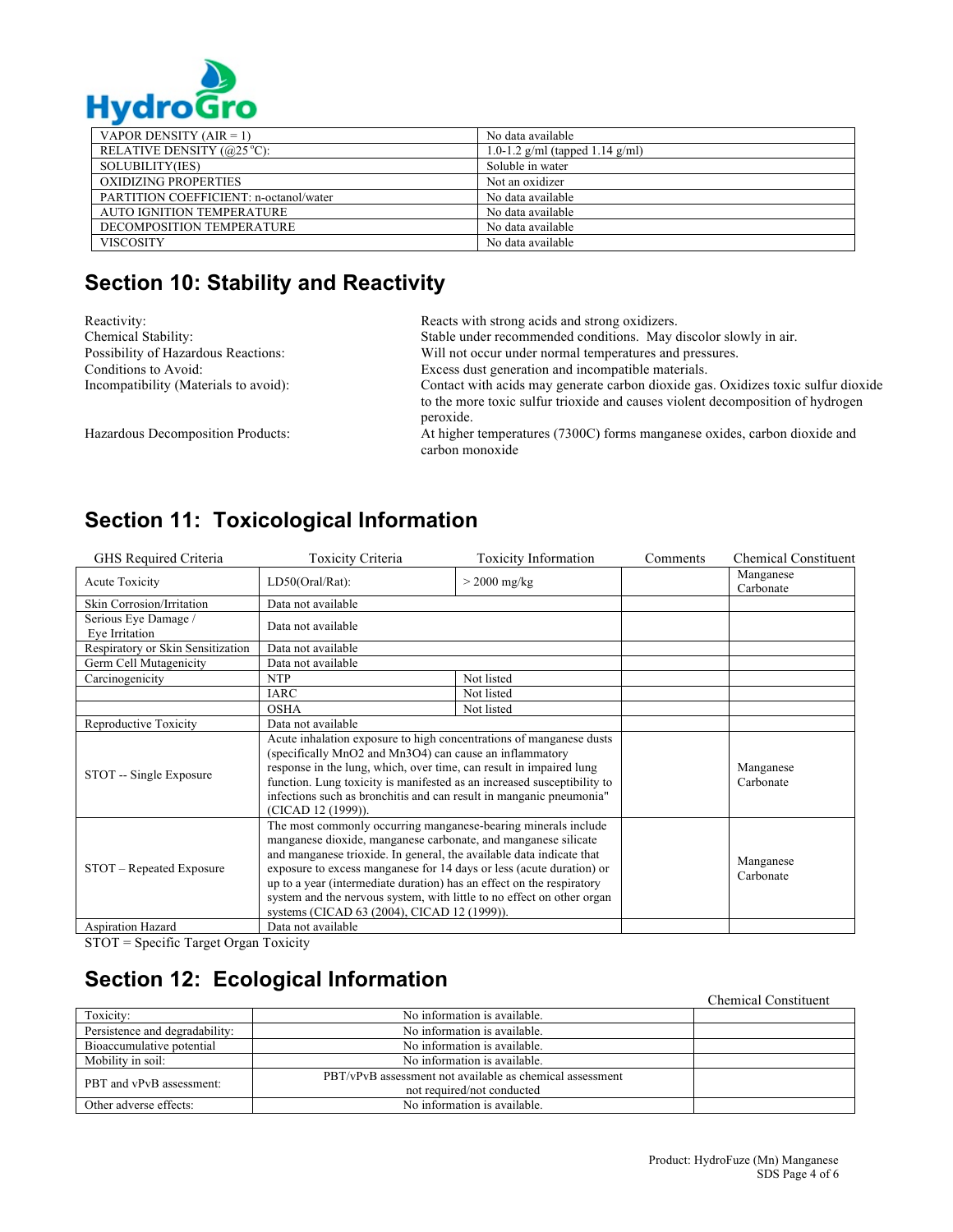| | |
|---|---|
| VAPOR DENSITY (AIR = 1) | No data available |
| RELATIVE DENSITY (@25 °C): | 1.0-1.2 g/ml (tapped 1.14 g/ml) |
| SOLUBILITY(IES) | Soluble in water |
| OXIDIZING PROPERTIES | Not an oxidizer |
| PARTITION COEFFICIENT: n-octanol/water | No data available |
| AUTO IGNITION TEMPERATURE | No data available |
| DECOMPOSITION TEMPERATURE | No data available |
| VISCOSITY | No data available |

## Section 10: Stability and Reactivity

| | |
|---|---|
| Reactivity: | Reacts with strong acids and strong oxidizers. |
| Chemical Stability: | Stable under recommended conditions. May discolor slowly in air. |
| Possibility of Hazardous Reactions: | Will not occur under normal temperatures and pressures. |
| Conditions to Avoid: | Excess dust generation and incompatible materials. |
| Incompatibility (Materials to avoid): | Contact with acids may generate carbon dioxide gas. Oxidizes toxic sulfur dioxide to the more toxic sulfur trioxide and causes violent decomposition of hydrogen peroxide. |
| Hazardous Decomposition Products: | At higher temperatures (7300C) forms manganese oxides, carbon dioxide and carbon monoxide |

## Section 11: Toxicological Information

| GHS Required Criteria | Toxicity Criteria | Toxicity Information | Comments | Chemical Constituent |
|---|---|---|---|---|
| Acute Toxicity | LD50(Oral/Rat): | > 2000 mg/kg | | Manganese Carbonate |
| Skin Corrosion/Irritation | Data not available | | | |
| Serious Eye Damage / Eye Irritation | Data not available | | | |
| Respiratory or Skin Sensitization | Data not available | | | |
| Germ Cell Mutagenicity | Data not available | | | |
| Carcinogenicity | NTP | Not listed | | |
| | IARC | Not listed | | |
| | OSHA | Not listed | | |
| Reproductive Toxicity | Data not available | | | |
| STOT -- Single Exposure | Acute inhalation exposure to high concentrations of manganese dusts (specifically $MnO_2$ and $Mn_3O_4$) can cause an inflammatory response in the lung, which, over time, can result in impaired lung function. Lung toxicity is manifested as an increased susceptibility to infections such as bronchitis and can result in manganic pneumonia" (CICAD 12 (1999)). | | | Manganese Carbonate |
| STOT – Repeated Exposure | The most commonly occurring manganese-bearing minerals include manganese dioxide, manganese carbonate, and manganese silicate and manganese trioxide. In general, the available data indicate that exposure to excess manganese for 14 days or less (acute duration) or up to a year (intermediate duration) has an effect on the respiratory system and the nervous system, with little to no effect on other organ systems (CICAD 63 (2004), CICAD 12 (1999)). | | | Manganese Carbonate |
| Aspiration Hazard | Data not available | | | |

STOT = Specific Target Organ Toxicity

## Section 12: Ecological Information

| | | Chemical Constituent |
|---|---|---|
| Toxicity: | No information is available. | |
| Persistence and degradability: | No information is available. | |
| Bioaccumulative potential | No information is available. | |
| Mobility in soil: | No information is available. | |
| PBT and vPvB assessment: | PBT/vPvB assessment not available as chemical assessment not required/not conducted | |
| Other adverse effects: | No information is available. | |

Product: HydroFuze (Mn) Manganese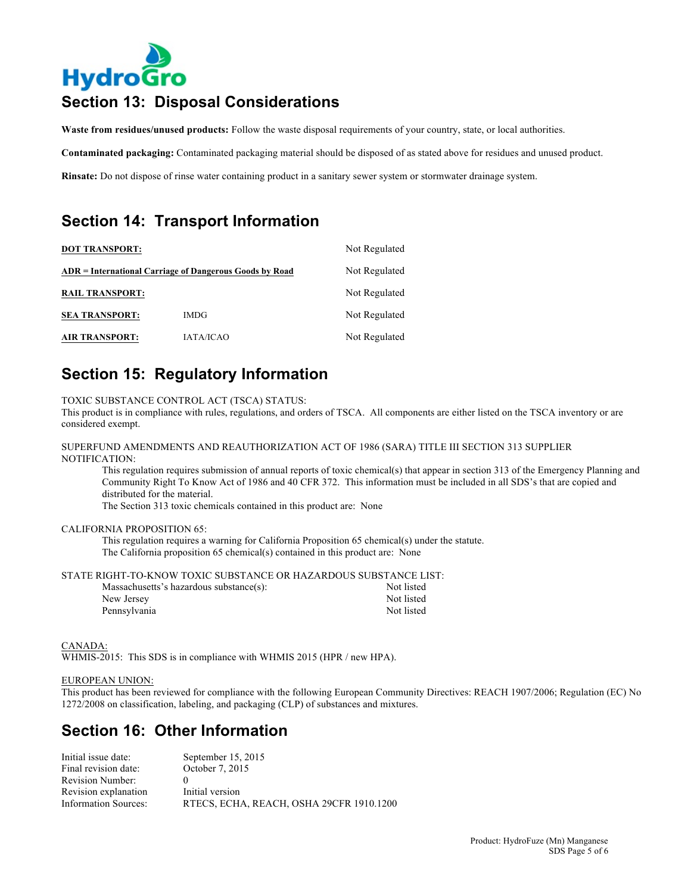HydroGro

## Section 13: Disposal Considerations

**Waste from residues/unused products:** Follow the waste disposal requirements of your country, state, or local authorities.

**Contaminated packaging:** Contaminated packaging material should be disposed of as stated above for residues and unused product.

**Rinsate:** Do not dispose of rinse water containing product in a sanitary sewer system or stormwater drainage system.

## Section 14: Transport Information

| | | |
|---|---|---|
| **DOT TRANSPORT:** | | Not Regulated |
| **ADR = International Carriage of Dangerous Goods by Road** | | Not Regulated |
| **RAIL TRANSPORT:** | | Not Regulated |
| **SEA TRANSPORT:** | IMDG | Not Regulated |
| **AIR TRANSPORT:** | IATA/ICAO | Not Regulated |

## Section 15: Regulatory Information

TOXIC SUBSTANCE CONTROL ACT (TSCA) STATUS:
This product is in compliance with rules, regulations, and orders of TSCA. All components are either listed on the TSCA inventory or are considered exempt.

SUPERFUND AMENDMENTS AND REAUTHORIZATION ACT OF 1986 (SARA) TITLE III SECTION 313 SUPPLIER NOTIFICATION:

This regulation requires submission of annual reports of toxic chemical(s) that appear in section 313 of the Emergency Planning and Community Right To Know Act of 1986 and 40 CFR 372. This information must be included in all SDS's that are copied and distributed for the material.
The Section 313 toxic chemicals contained in this product are: None

CALIFORNIA PROPOSITION 65:

This regulation requires a warning for California Proposition 65 chemical(s) under the statute.
The California proposition 65 chemical(s) contained in this product are: None

STATE RIGHT-TO-KNOW TOXIC SUBSTANCE OR HAZARDOUS SUBSTANCE LIST:

| | |
|---|---|
| Massachusetts's hazardous substance(s): | Not listed |
| New Jersey | Not listed |
| Pennsylvania | Not listed |

CANADA:
WHMIS-2015: This SDS is in compliance with WHMIS 2015 (HPR / new HPA).

EUROPEAN UNION:
This product has been reviewed for compliance with the following European Community Directives: REACH 1907/2006; Regulation (EC) No 1272/2008 on classification, labeling, and packaging (CLP) of substances and mixtures.

## Section 16: Other Information

| | |
|---|---|
| Initial issue date: | September 15, 2015 |
| Final revision date: | October 7, 2015 |
| Revision Number: | 0 |
| Revision explanation | Initial version |
| Information Sources: | RTECS, ECHA, REACH, OSHA 29CFR 1910.1200 |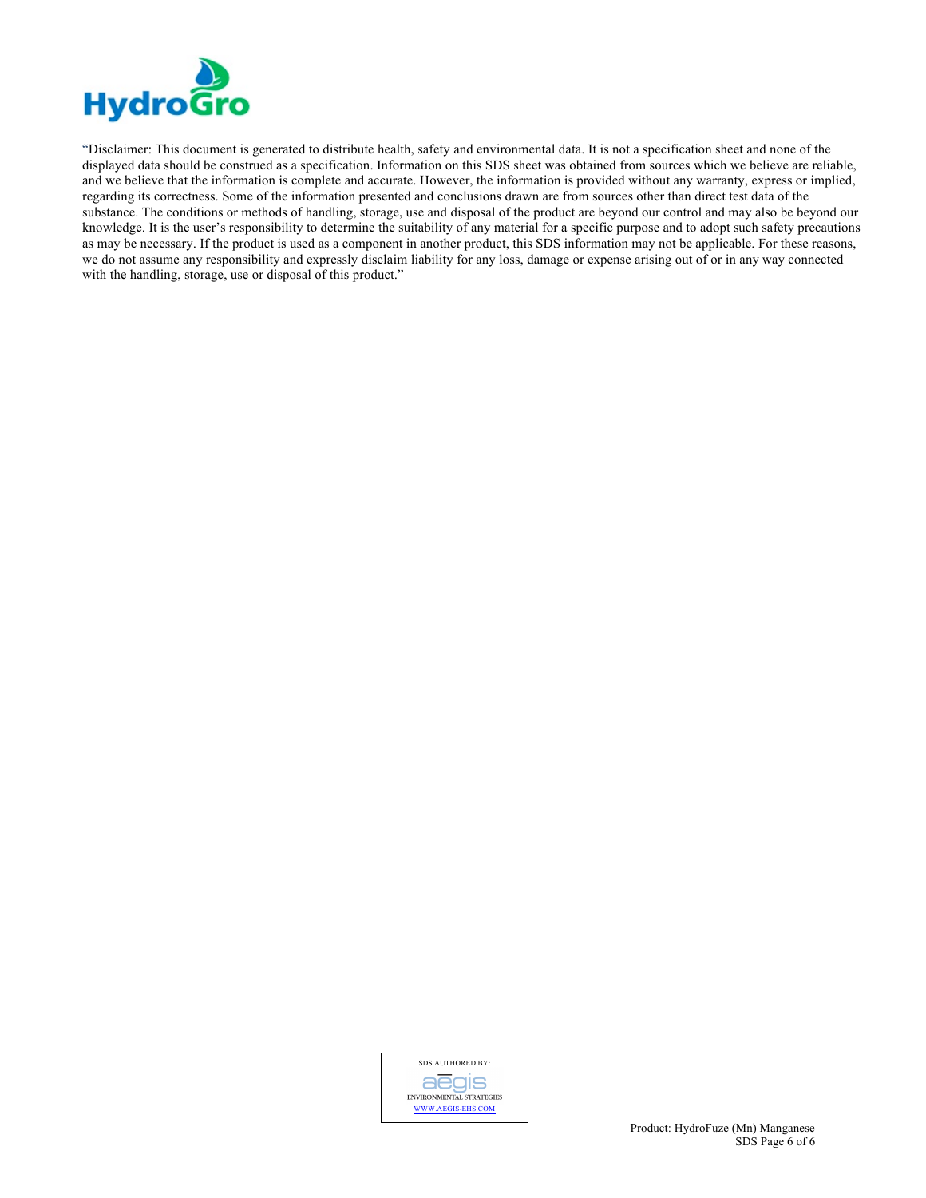"Disclaimer: This document is generated to distribute health, safety and environmental data. It is not a specification sheet and none of the displayed data should be construed as a specification. Information on this SDS sheet was obtained from sources which we believe are reliable, and we believe that the information is complete and accurate. However, the information is provided without any warranty, express or implied, regarding its correctness. Some of the information presented and conclusions drawn are from sources other than direct test data of the substance. The conditions or methods of handling, storage, use and disposal of the product are beyond our control and may also be beyond our knowledge. It is the user's responsibility to determine the suitability of any material for a specific purpose and to adopt such safety precautions as may be necessary. If the product is used as a component in another product, this SDS information may not be applicable. For these reasons, we do not assume any responsibility and expressly disclaim liability for any loss, damage or expense arising out of or in any way connected with the handling, storage, use or disposal of this product."

SDS AUTHORED BY:
aegis
ENVIRONMENTAL STRATEGIES
WWW.AEGIS-EHS.COM